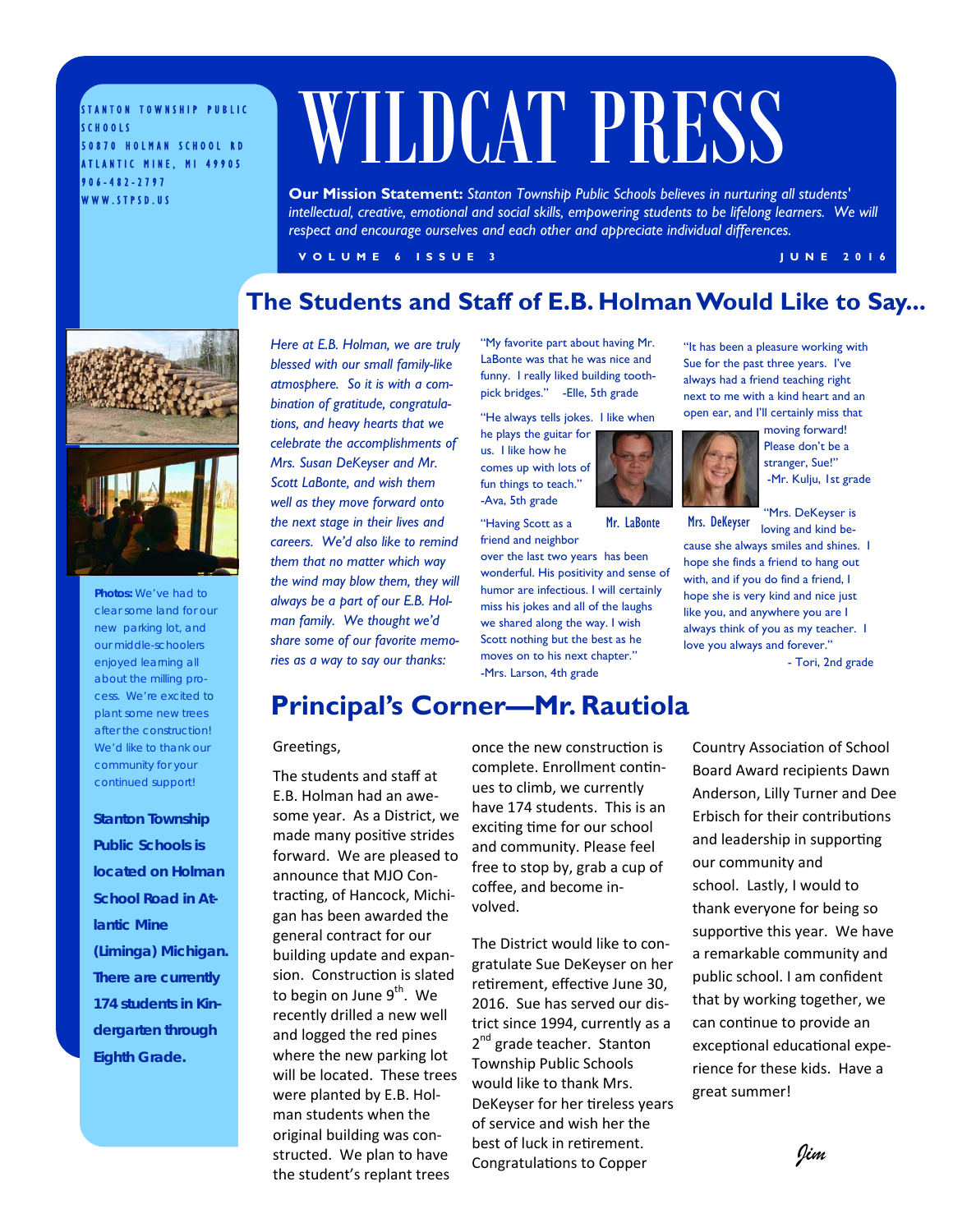STANTON TOWNSHIP PUBLIC SCHOOLS
50870 HOLMAN SCHOOL RD
ATLANTIC MINE, MI 49905
906-482-2797
WWW.STPSD.US

# WILDCAT PRESS

**Our Mission Statement:** *Stanton Township Public Schools believes in nurturing all students' intellectual, creative, emotional and social skills, empowering students to be lifelong learners. We will respect and encourage ourselves and each other and appreciate individual differences.*

VOLUME 6 ISSUE 3 — JUNE 2016

**Photos:** We've had to clear some land for our new parking lot, and our middle-schoolers enjoyed learning all about the milling process. We're excited to plant some new trees after the construction! We'd like to thank our community for your continued support!

**Stanton Township Public Schools is located on Holman School Road in Atlantic Mine (Liminga) Michigan. There are currently 174 students in Kindergarten through Eighth Grade.**

## The Students and Staff of E.B. Holman Would Like to Say...

*Here at E.B. Holman, we are truly blessed with our small family-like atmosphere. So it is with a combination of gratitude, congratulations, and heavy hearts that we celebrate the accomplishments of Mrs. Susan DeKeyser and Mr. Scott LaBonte, and wish them well as they move forward onto the next stage in their lives and careers. We'd also like to remind them that no matter which way the wind may blow them, they will always be a part of our E.B. Holman family. We thought we'd share some of our favorite memories as a way to say our thanks:*

"My favorite part about having Mr. LaBonte was that he was nice and funny. I really liked building toothpick bridges." -Elle, 5th grade

"He always tells jokes. I like when he plays the guitar for us. I like how he comes up with lots of fun things to teach." -Ava, 5th grade

Mr. LaBonte

"Having Scott as a friend and neighbor over the last two years has been wonderful. His positivity and sense of humor are infectious. I will certainly miss his jokes and all of the laughs we shared along the way. I wish Scott nothing but the best as he moves on to his next chapter." -Mrs. Larson, 4th grade

"It has been a pleasure working with Sue for the past three years. I've always had a friend teaching right next to me with a kind heart and an open ear, and I'll certainly miss that moving forward! Please don't be a stranger, Sue!" -Mr. Kulju, 1st grade

Mrs. DeKeyser

"Mrs. DeKeyser is loving and kind because she always smiles and shines. I hope she finds a friend to hang out with, and if you do find a friend, I hope she is very kind and nice just like you, and anywhere you are I always think of you as my teacher. I love you always and forever." - Tori, 2nd grade

## Principal's Corner—Mr. Rautiola

Greetings,

The students and staff at E.B. Holman had an awesome year. As a District, we made many positive strides forward. We are pleased to announce that MJO Contracting, of Hancock, Michigan has been awarded the general contract for our building update and expansion. Construction is slated to begin on June 9th. We recently drilled a new well and logged the red pines where the new parking lot will be located. These trees were planted by E.B. Holman students when the original building was constructed. We plan to have the student's replant trees once the new construction is complete. Enrollment continues to climb, we currently have 174 students. This is an exciting time for our school and community. Please feel free to stop by, grab a cup of coffee, and become involved.

The District would like to congratulate Sue DeKeyser on her retirement, effective June 30, 2016. Sue has served our district since 1994, currently as a 2nd grade teacher. Stanton Township Public Schools would like to thank Mrs. DeKeyser for her tireless years of service and wish her the best of luck in retirement. Congratulations to Copper Country Association of School Board Award recipients Dawn Anderson, Lilly Turner and Dee Erbisch for their contributions and leadership in supporting our community and school. Lastly, I would to thank everyone for being so supportive this year. We have a remarkable community and public school. I am confident that by working together, we can continue to provide an exceptional educational experience for these kids. Have a great summer!

*Jim*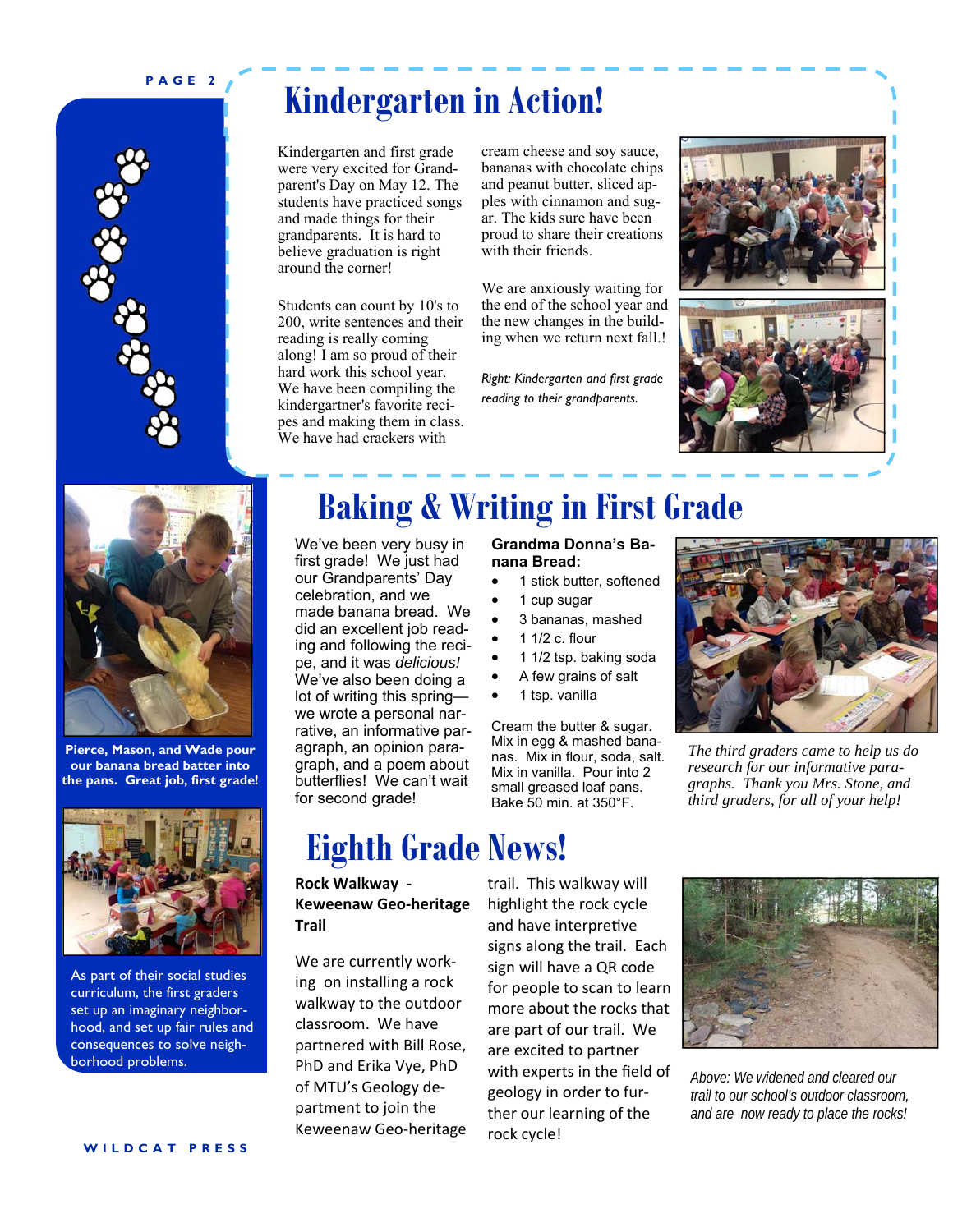# Kindergarten in Action!

Kindergarten and first grade were very excited for Grandparent's Day on May 12. The students have practiced songs and made things for their grandparents. It is hard to believe graduation is right around the corner!

Students can count by 10's to 200, write sentences and their reading is really coming along! I am so proud of their hard work this school year. We have been compiling the kindergartner's favorite recipes and making them in class. We have had crackers with cream cheese and soy sauce, bananas with chocolate chips and peanut butter, sliced apples with cinnamon and sugar. The kids sure have been proud to share their creations with their friends.

We are anxiously waiting for the end of the school year and the new changes in the building when we return next fall.!

*Right: Kindergarten and first grade reading to their grandparents.*

# Baking & Writing in First Grade

We've been very busy in first grade! We just had our Grandparents' Day celebration, and we made banana bread. We did an excellent job reading and following the recipe, and it was *delicious!* We've also been doing a lot of writing this spring—we wrote a personal narrative, an informative paragraph, an opinion paragraph, and a poem about butterflies! We can't wait for second grade!

**Grandma Donna's Banana Bread:**

- 1 stick butter, softened
- 1 cup sugar
- 3 bananas, mashed
- 1 1/2 c. flour
- 1 1/2 tsp. baking soda
- A few grains of salt
- 1 tsp. vanilla

Cream the butter & sugar. Mix in egg & mashed bananas. Mix in flour, soda, salt. Mix in vanilla. Pour into 2 small greased loaf pans. Bake 50 min. at 350°F.

*The third graders came to help us do research for our informative paragraphs. Thank you Mrs. Stone, and third graders, for all of your help!*

**Pierce, Mason, and Wade pour our banana bread batter into the pans. Great job, first grade!**

As part of their social studies curriculum, the first graders set up an imaginary neighborhood, and set up fair rules and consequences to solve neighborhood problems.

# Eighth Grade News!

**Rock Walkway - Keweenaw Geo-heritage Trail**

We are currently working on installing a rock walkway to the outdoor classroom. We have partnered with Bill Rose, PhD and Erika Vye, PhD of MTU's Geology department to join the Keweenaw Geo-heritage trail. This walkway will highlight the rock cycle and have interpretive signs along the trail. Each sign will have a QR code for people to scan to learn more about the rocks that are part of our trail. We are excited to partner with experts in the field of geology in order to further our learning of the rock cycle!

*Above: We widened and cleared our trail to our school's outdoor classroom, and are now ready to place the rocks!*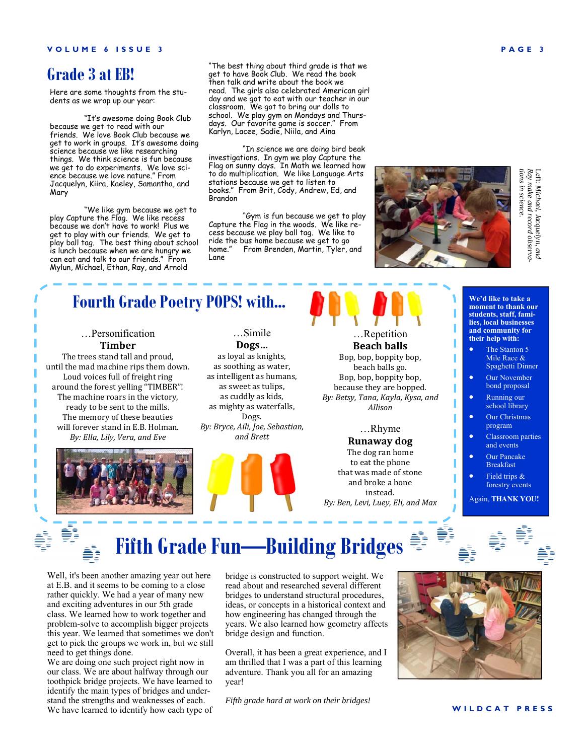# Grade 3 at EB!

Here are some thoughts from the students as we wrap up our year:

"It's awesome doing Book Club because we get to read with our friends. We love Book Club because we get to work in groups. It's awesome doing science because we like researching things. We think science is fun because we get to do experiments. We love science because we love nature." From Jacquelyn, Kiira, Kaeley, Samantha, and Mary

"We like gym because we get to play Capture the Flag. We like recess because we don't have to work! Plus we get to play with our friends. We get to play ball tag. The best thing about school is lunch because when we are hungry we can eat and talk to our friends." From Mylun, Michael, Ethan, Ray, and Arnold

"The best thing about third grade is that we get to have Book Club. We read the book then talk and write about the book we read. The girls also celebrated American girl day and we got to eat with our teacher in our classroom. We got to bring our dolls to school. We play gym on Mondays and Thursdays. Our favorite game is soccer." From Karlyn, Lacee, Sadie, Niila, and Aina

"In science we are doing bird beak investigations. In gym we play Capture the Flag on sunny days. In Math we learned how to do multiplication. We like Language Arts stations because we get to listen to books." From Brit, Cody, Andrew, Ed, and Brandon

"Gym is fun because we get to play Capture the Flag in the woods. We like recess because we play ball tag. We like to ride the bus home because we get to go home." From Brenden, Martin, Tyler, and Lane

*Left: Michael, Jacquelyn, and Ray make and record observations in science.*

# Fourth Grade Poetry POPS! with...

…Personification

**Timber**

The trees stand tall and proud,
until the mad machine rips them down.
Loud voices full of freight ring
around the forest yelling "TIMBER"!
The machine roars in the victory,
ready to be sent to the mills.
The memory of these beauties
will forever stand in E.B. Holman.
*By: Ella, Lily, Vera, and Eve*

…Simile

**Dogs…**

as loyal as knights,
as soothing as water,
as intelligent as humans,
as sweet as tulips,
as cuddly as kids,
as mighty as waterfalls,
Dogs.
*By: Bryce, Aili, Joe, Sebastian, and Brett*

…Repetition

**Beach balls**

Bop, bop, boppity bop,
beach balls go.
Bop, bop, boppity bop,
because they are bopped.
*By: Betsy, Tana, Kayla, Kysa, and Allison*

…Rhyme

**Runaway dog**

The dog ran home
to eat the phone
that was made of stone
and broke a bone
instead.
*By: Ben, Levi, Luey, Eli, and Max*

**We'd like to take a moment to thank our students, staff, families, local businesses and community for their help with:**

- The Stanton 5 Mile Race & Spaghetti Dinner
- Our November bond proposal
- Running our school library
- Our Christmas program
- Classroom parties and events
- Our Pancake Breakfast
- Field trips & forestry events

Again, **THANK YOU!**

# Fifth Grade Fun—Building Bridges

Well, it's been another amazing year out here at E.B. and it seems to be coming to a close rather quickly. We had a year of many new and exciting adventures in our 5th grade class. We learned how to work together and problem-solve to accomplish bigger projects this year. We learned that sometimes we don't get to pick the groups we work in, but we still need to get things done.

We are doing one such project right now in our class. We are about halfway through our toothpick bridge projects. We have learned to identify the main types of bridges and understand the strengths and weaknesses of each. We have learned to identify how each type of bridge is constructed to support weight. We read about and researched several different bridges to understand structural procedures, ideas, or concepts in a historical context and how engineering has changed through the years. We also learned how geometry affects bridge design and function.

Overall, it has been a great experience, and I am thrilled that I was a part of this learning adventure. Thank you all for an amazing year!

*Fifth grade hard at work on their bridges!*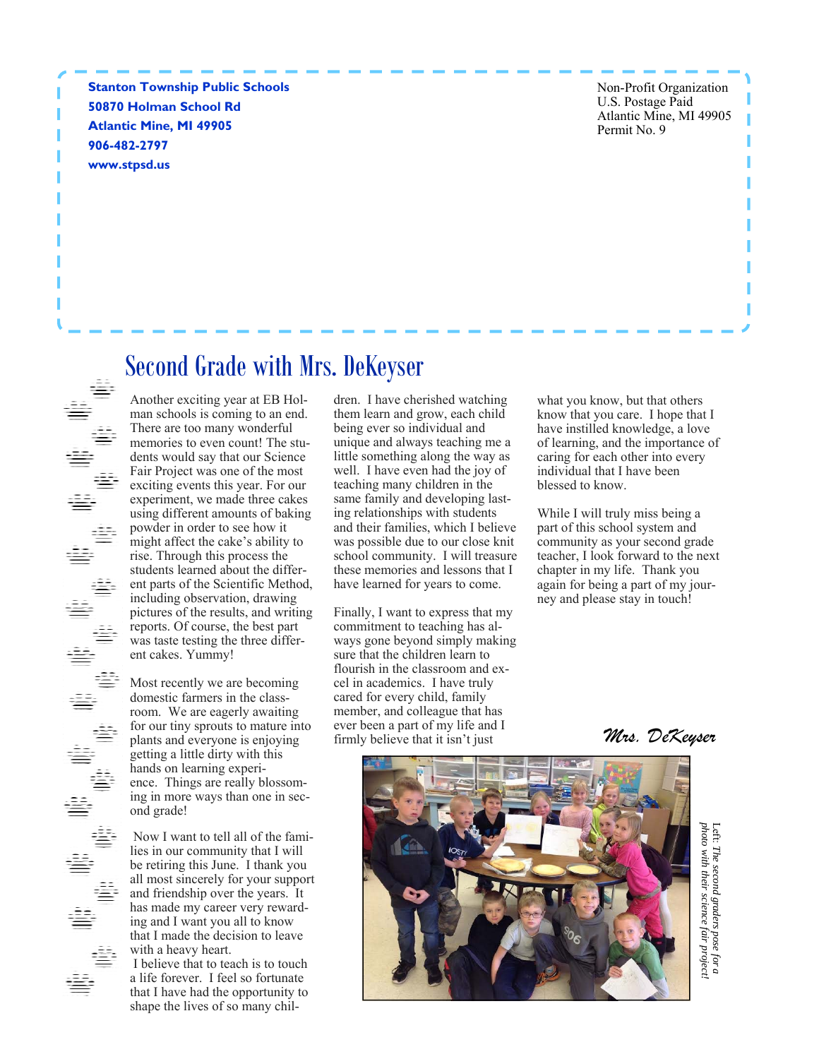**Stanton Township Public Schools**
**50870 Holman School Rd**
**Atlantic Mine, MI 49905**
**906-482-2797**
**www.stpsd.us**

Non-Profit Organization
U.S. Postage Paid
Atlantic Mine, MI 49905
Permit No. 9

# Second Grade with Mrs. DeKeyser

Another exciting year at EB Holman schools is coming to an end. There are too many wonderful memories to even count! The students would say that our Science Fair Project was one of the most exciting events this year. For our experiment, we made three cakes using different amounts of baking powder in order to see how it might affect the cake's ability to rise. Through this process the students learned about the different parts of the Scientific Method, including observation, drawing pictures of the results, and writing reports. Of course, the best part was taste testing the three different cakes. Yummy!

Most recently we are becoming domestic farmers in the classroom. We are eagerly awaiting for our tiny sprouts to mature into plants and everyone is enjoying getting a little dirty with this hands on learning experience. Things are really blossoming in more ways than one in second grade!

Now I want to tell all of the families in our community that I will be retiring this June. I thank you all most sincerely for your support and friendship over the years. It has made my career very rewarding and I want you all to know that I made the decision to leave with a heavy heart.
I believe that to teach is to touch a life forever. I feel so fortunate that I have had the opportunity to shape the lives of so many children. I have cherished watching them learn and grow, each child being ever so individual and unique and always teaching me a little something along the way as well. I have even had the joy of teaching many children in the same family and developing lasting relationships with students and their families, which I believe was possible due to our close knit school community. I will treasure these memories and lessons that I have learned for years to come.

Finally, I want to express that my commitment to teaching has always gone beyond simply making sure that the children learn to flourish in the classroom and excel in academics. I have truly cared for every child, family member, and colleague that has ever been a part of my life and I firmly believe that it isn't just what you know, but that others know that you care. I hope that I have instilled knowledge, a love of learning, and the importance of caring for each other into every individual that I have been blessed to know.

While I will truly miss being a part of this school system and community as your second grade teacher, I look forward to the next chapter in my life. Thank you again for being a part of my journey and please stay in touch!

*Mrs. DeKeyser*

*Left: The second graders pose for a photo with their science fair project!*